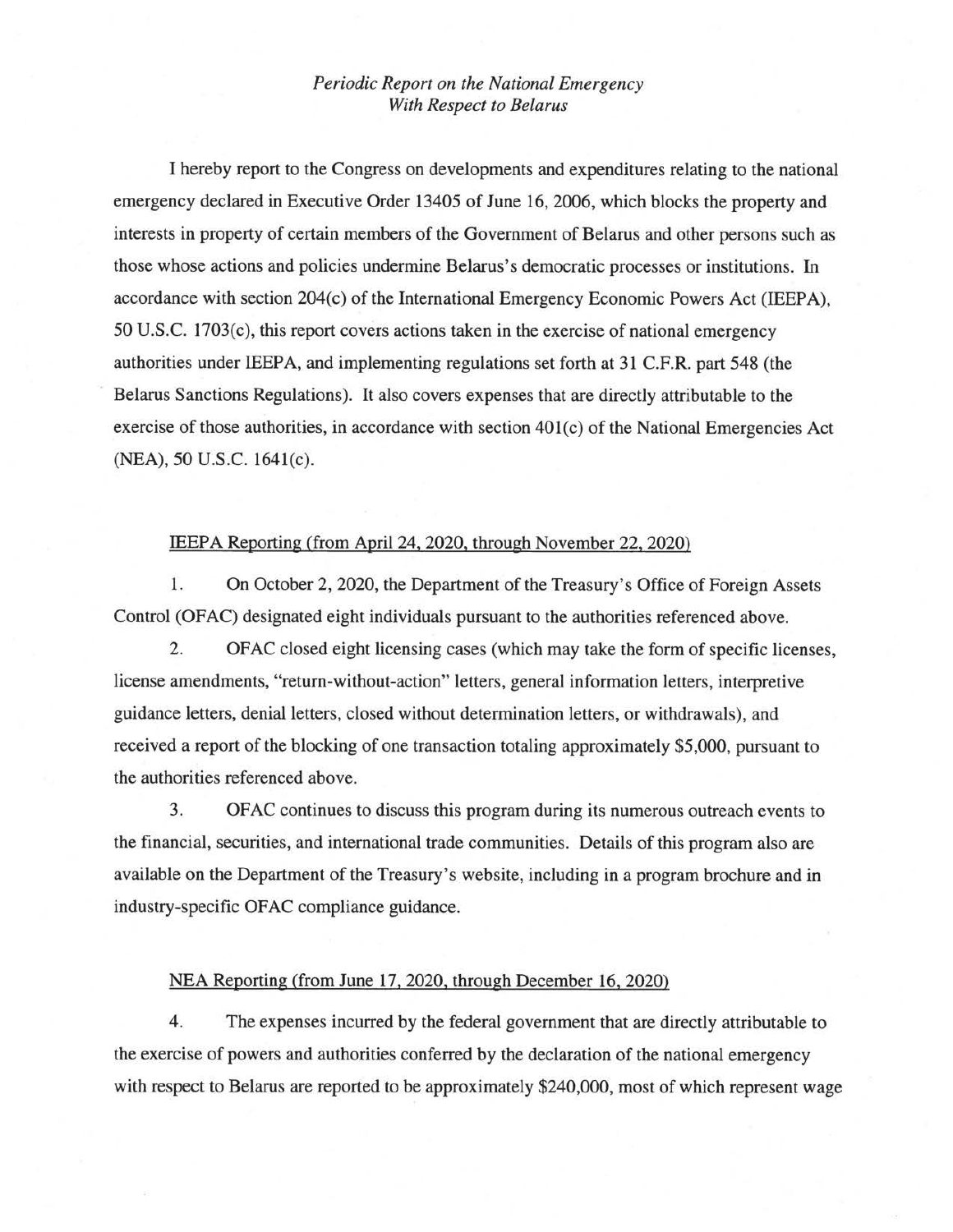*Periodic Report on the National Emergency With Respect to Belarus*

I hereby report to the Congress on developments and expenditures relating to the national emergency declared in Executive Order 13405 of June 16, 2006, which blocks the property and interests in property of certain members of the Government of Belarus and other persons such as those whose actions and policies undermine Belarus's democratic processes or institutions. In accordance with section 204(c) of the International Emergency Economic Powers Act (IEEPA), 50 U.S.C. 1703(c), this report covers actions taken in the exercise of national emergency authorities under IEEPA, and implementing regulations set forth at 31 C.F.R. part 548 (the Belarus Sanctions Regulations). It also covers expenses that are directly attributable to the exercise of those authorities, in accordance with section 401(c) of the National Emergencies Act (NEA), 50 U.S.C. 1641(c).

IEEPA Reporting (from April 24, 2020, through November 22, 2020)

1. On October 2, 2020, the Department of the Treasury's Office of Foreign Assets Control (OFAC) designated eight individuals pursuant to the authorities referenced above.

2. OFAC closed eight licensing cases (which may take the form of specific licenses, license amendments, "return-without-action" letters, general information letters, interpretive guidance letters, denial letters, closed without determination letters, or withdrawals), and received a report of the blocking of one transaction totaling approximately $5,000, pursuant to the authorities referenced above.

3. OFAC continues to discuss this program during its numerous outreach events to the financial, securities, and international trade communities. Details of this program also are available on the Department of the Treasury's website, including in a program brochure and in industry-specific OFAC compliance guidance.

NEA Reporting (from June 17, 2020, through December 16, 2020)

4. The expenses incurred by the federal government that are directly attributable to the exercise of powers and authorities conferred by the declaration of the national emergency with respect to Belarus are reported to be approximately $240,000, most of which represent wage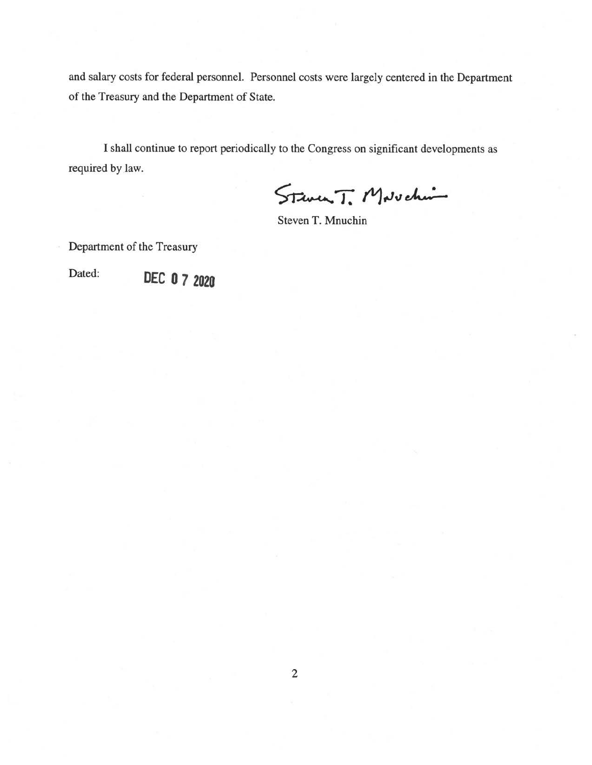and salary costs for federal personnel. Personnel costs were largely centered in the Department of the Treasury and the Department of State.

I shall continue to report periodically to the Congress on significant developments as required by law.

Steven T. Mnuchin

Steven T. Mnuchin

Department of the Treasury

Dated: DEC 07 2020